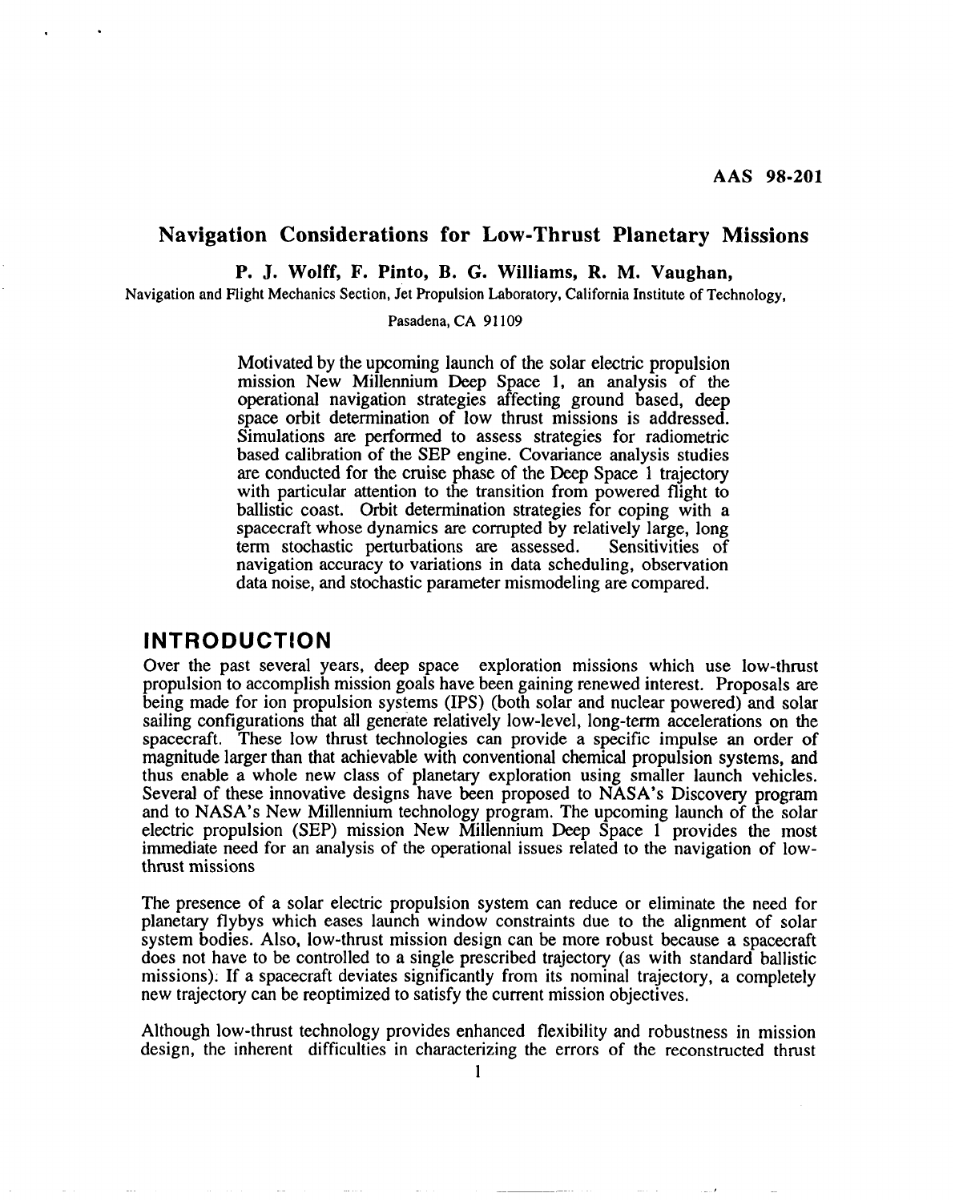AAS 98-201

# Navigation Considerations for Low-Thrust Planetary Missions

**P. J. Wolff, F. Pinto, B. G. Williams, R. M. Vaughan,**

Navigation and Flight Mechanics Section, Jet Propulsion Laboratory, California Institute of Technology,

Pasadena, CA 91109

Motivated by the upcoming launch of the solar electric propulsion mission New Millennium Deep Space 1, an analysis of the operational navigation strategies affecting ground based, deep space orbit determination of low thrust missions is addressed. Simulations are performed to assess strategies for radiometric based calibration of the SEP engine. Covariance analysis studies are conducted for the cruise phase of the Deep Space 1 trajectory with particular attention to the transition from powered flight to ballistic coast. Orbit determination strategies for coping with a spacecraft whose dynamics are corrupted by relatively large, long term stochastic perturbations are assessed. Sensitivities of navigation accuracy to variations in data scheduling, observation data noise, and stochastic parameter mismodeling are compared.

## INTRODUCTION

Over the past several years, deep space exploration missions which use low-thrust propulsion to accomplish mission goals have been gaining renewed interest. Proposals are being made for ion propulsion systems (IPS) (both solar and nuclear powered) and solar sailing configurations that all generate relatively low-level, long-term accelerations on the spacecraft. These low thrust technologies can provide a specific impulse an order of magnitude larger than that achievable with conventional chemical propulsion systems, and thus enable a whole new class of planetary exploration using smaller launch vehicles. Several of these innovative designs have been proposed to NASA's Discovery program and to NASA's New Millennium technology program. The upcoming launch of the solar electric propulsion (SEP) mission New Millennium Deep Space 1 provides the most immediate need for an analysis of the operational issues related to the navigation of low-thrust missions

The presence of a solar electric propulsion system can reduce or eliminate the need for planetary flybys which eases launch window constraints due to the alignment of solar system bodies. Also, low-thrust mission design can be more robust because a spacecraft does not have to be controlled to a single prescribed trajectory (as with standard ballistic missions). If a spacecraft deviates significantly from its nominal trajectory, a completely new trajectory can be reoptimized to satisfy the current mission objectives.

Although low-thrust technology provides enhanced flexibility and robustness in mission design, the inherent difficulties in characterizing the errors of the reconstructed thrust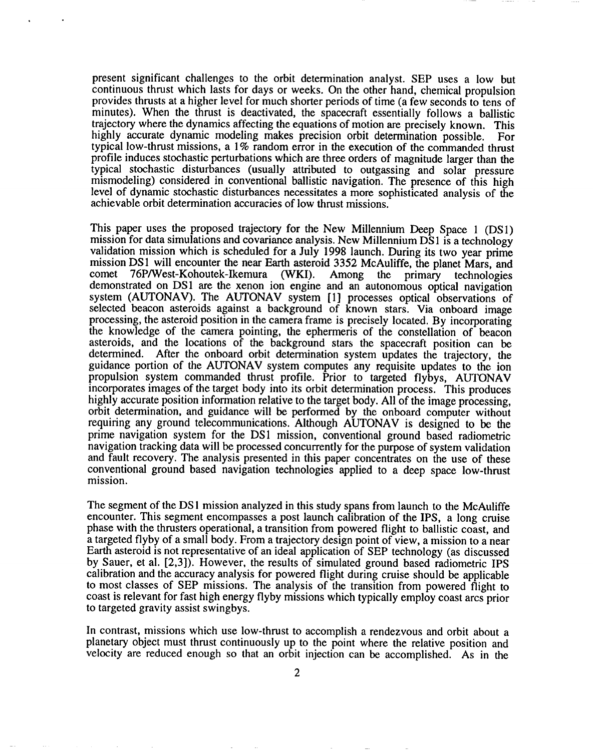present significant challenges to the orbit determination analyst. SEP uses a low but continuous thrust which lasts for days or weeks. On the other hand, chemical propulsion provides thrusts at a higher level for much shorter periods of time (a few seconds to tens of minutes). When the thrust is deactivated, the spacecraft essentially follows a ballistic trajectory where the dynamics affecting the equations of motion are precisely known. This highly accurate dynamic modeling makes precision orbit determination possible. For typical low-thrust missions, a 1% random error in the execution of the commanded thrust profile induces stochastic perturbations which are three orders of magnitude larger than the typical stochastic disturbances (usually attributed to outgassing and solar pressure mismodeling) considered in conventional ballistic navigation. The presence of this high level of dynamic stochastic disturbances necessitates a more sophisticated analysis of the achievable orbit determination accuracies of low thrust missions.

This paper uses the proposed trajectory for the New Millennium Deep Space 1 (DS1) mission for data simulations and covariance analysis. New Millennium DS1 is a technology validation mission which is scheduled for a July 1998 launch. During its two year prime mission DS1 will encounter the near Earth asteroid 3352 McAuliffe, the planet Mars, and comet 76P/West-Kohoutek-Ikemura (WKI). Among the primary technologies demonstrated on DS1 are the xenon ion engine and an autonomous optical navigation system (AUTONAV). The AUTONAV system [1] processes optical observations of selected beacon asteroids against a background of known stars. Via onboard image processing, the asteroid position in the camera frame is precisely located. By incorporating the knowledge of the camera pointing, the ephermeris of the constellation of beacon asteroids, and the locations of the background stars the spacecraft position can be determined. After the onboard orbit determination system updates the trajectory, the guidance portion of the AUTONAV system computes any requisite updates to the ion propulsion system commanded thrust profile. Prior to targeted flybys, AUTONAV incorporates images of the target body into its orbit determination process. This produces highly accurate position information relative to the target body. All of the image processing, orbit determination, and guidance will be performed by the onboard computer without requiring any ground telecommunications. Although AUTONAV is designed to be the prime navigation system for the DS1 mission, conventional ground based radiometric navigation tracking data will be processed concurrently for the purpose of system validation and fault recovery. The analysis presented in this paper concentrates on the use of these conventional ground based navigation technologies applied to a deep space low-thrust mission.

The segment of the DS1 mission analyzed in this study spans from launch to the McAuliffe encounter. This segment encompasses a post launch calibration of the IPS, a long cruise phase with the thrusters operational, a transition from powered flight to ballistic coast, and a targeted flyby of a small body. From a trajectory design point of view, a mission to a near Earth asteroid is not representative of an ideal application of SEP technology (as discussed by Sauer, et al. [2,3]). However, the results of simulated ground based radiometric IPS calibration and the accuracy analysis for powered flight during cruise should be applicable to most classes of SEP missions. The analysis of the transition from powered flight to coast is relevant for fast high energy flyby missions which typically employ coast arcs prior to targeted gravity assist swingbys.

In contrast, missions which use low-thrust to accomplish a rendezvous and orbit about a planetary object must thrust continuously up to the point where the relative position and velocity are reduced enough so that an orbit injection can be accomplished. As in the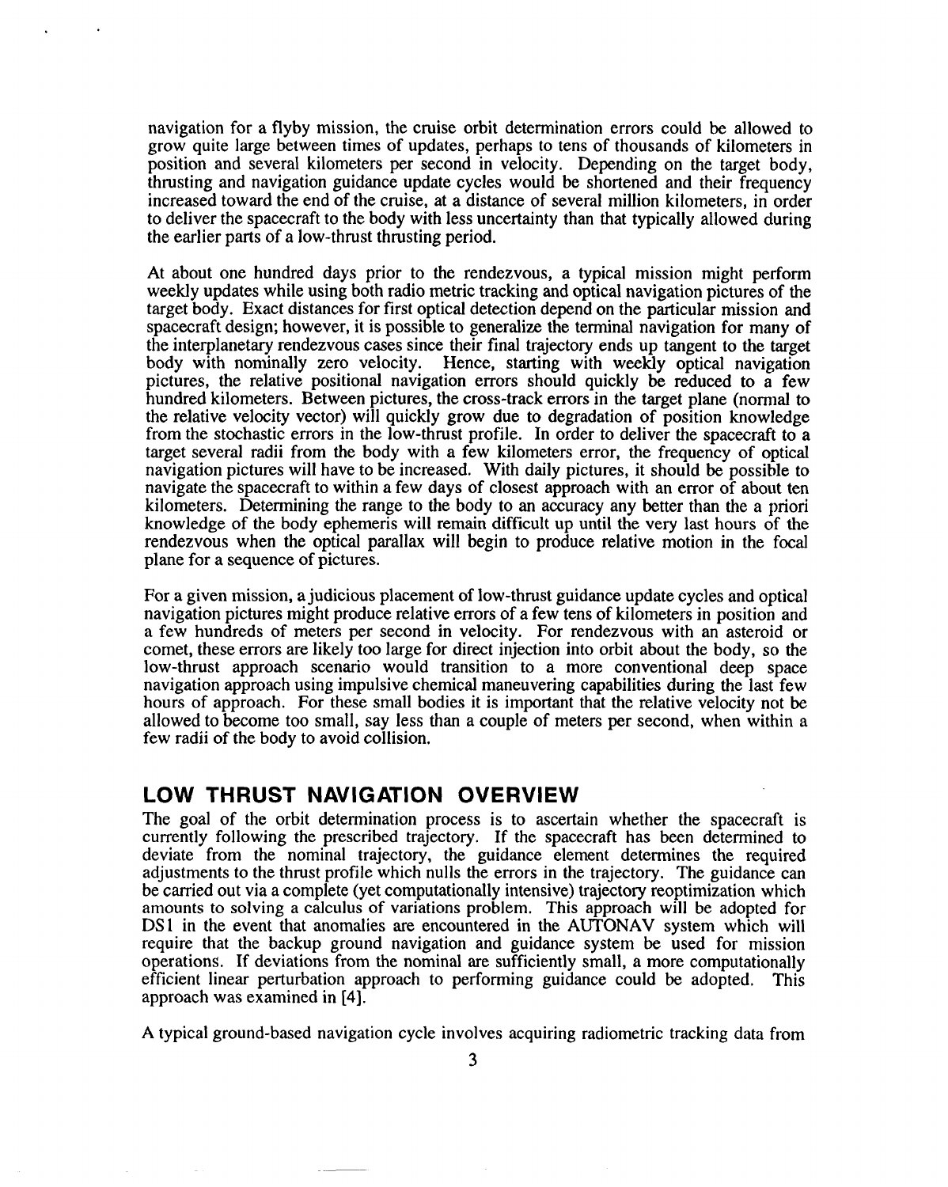navigation for a flyby mission, the cruise orbit determination errors could be allowed to grow quite large between times of updates, perhaps to tens of thousands of kilometers in position and several kilometers per second in velocity. Depending on the target body, thrusting and navigation guidance update cycles would be shortened and their frequency increased toward the end of the cruise, at a distance of several million kilometers, in order to deliver the spacecraft to the body with less uncertainty than that typically allowed during the earlier parts of a low-thrust thrusting period.

At about one hundred days prior to the rendezvous, a typical mission might perform weekly updates while using both radio metric tracking and optical navigation pictures of the target body. Exact distances for first optical detection depend on the particular mission and spacecraft design; however, it is possible to generalize the terminal navigation for many of the interplanetary rendezvous cases since their final trajectory ends up tangent to the target body with nominally zero velocity. Hence, starting with weekly optical navigation pictures, the relative positional navigation errors should quickly be reduced to a few hundred kilometers. Between pictures, the cross-track errors in the target plane (normal to the relative velocity vector) will quickly grow due to degradation of position knowledge from the stochastic errors in the low-thrust profile. In order to deliver the spacecraft to a target several radii from the body with a few kilometers error, the frequency of optical navigation pictures will have to be increased. With daily pictures, it should be possible to navigate the spacecraft to within a few days of closest approach with an error of about ten kilometers. Determining the range to the body to an accuracy any better than the a priori knowledge of the body ephemeris will remain difficult up until the very last hours of the rendezvous when the optical parallax will begin to produce relative motion in the focal plane for a sequence of pictures.

For a given mission, a judicious placement of low-thrust guidance update cycles and optical navigation pictures might produce relative errors of a few tens of kilometers in position and a few hundreds of meters per second in velocity. For rendezvous with an asteroid or comet, these errors are likely too large for direct injection into orbit about the body, so the low-thrust approach scenario would transition to a more conventional deep space navigation approach using impulsive chemical maneuvering capabilities during the last few hours of approach. For these small bodies it is important that the relative velocity not be allowed to become too small, say less than a couple of meters per second, when within a few radii of the body to avoid collision.

## LOW THRUST NAVIGATION OVERVIEW

The goal of the orbit determination process is to ascertain whether the spacecraft is currently following the prescribed trajectory. If the spacecraft has been determined to deviate from the nominal trajectory, the guidance element determines the required adjustments to the thrust profile which nulls the errors in the trajectory. The guidance can be carried out via a complete (yet computationally intensive) trajectory reoptimization which amounts to solving a calculus of variations problem. This approach will be adopted for DS1 in the event that anomalies are encountered in the AUTONAV system which will require that the backup ground navigation and guidance system be used for mission operations. If deviations from the nominal are sufficiently small, a more computationally efficient linear perturbation approach to performing guidance could be adopted. This approach was examined in [4].

A typical ground-based navigation cycle involves acquiring radiometric tracking data from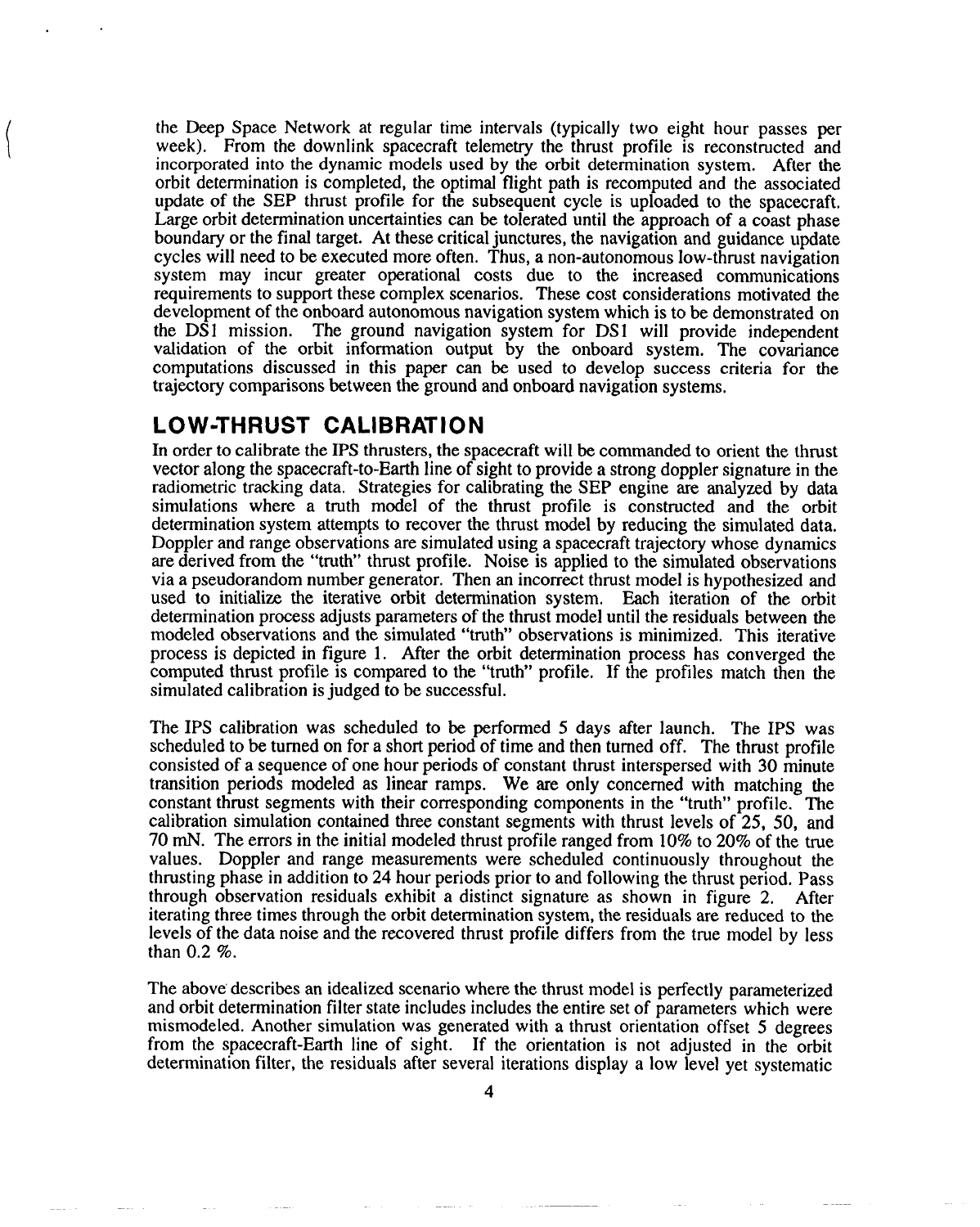the Deep Space Network at regular time intervals (typically two eight hour passes per week). From the downlink spacecraft telemetry the thrust profile is reconstructed and incorporated into the dynamic models used by the orbit determination system. After the orbit determination is completed, the optimal flight path is recomputed and the associated update of the SEP thrust profile for the subsequent cycle is uploaded to the spacecraft. Large orbit determination uncertainties can be tolerated until the approach of a coast phase boundary or the final target. At these critical junctures, the navigation and guidance update cycles will need to be executed more often. Thus, a non-autonomous low-thrust navigation system may incur greater operational costs due to the increased communications requirements to support these complex scenarios. These cost considerations motivated the development of the onboard autonomous navigation system which is to be demonstrated on the DS1 mission. The ground navigation system for DS1 will provide independent validation of the orbit information output by the onboard system. The covariance computations discussed in this paper can be used to develop success criteria for the trajectory comparisons between the ground and onboard navigation systems.

## LOW-THRUST CALIBRATION

In order to calibrate the IPS thrusters, the spacecraft will be commanded to orient the thrust vector along the spacecraft-to-Earth line of sight to provide a strong doppler signature in the radiometric tracking data. Strategies for calibrating the SEP engine are analyzed by data simulations where a truth model of the thrust profile is constructed and the orbit determination system attempts to recover the thrust model by reducing the simulated data. Doppler and range observations are simulated using a spacecraft trajectory whose dynamics are derived from the "truth" thrust profile. Noise is applied to the simulated observations via a pseudorandom number generator. Then an incorrect thrust model is hypothesized and used to initialize the iterative orbit determination system. Each iteration of the orbit determination process adjusts parameters of the thrust model until the residuals between the modeled observations and the simulated "truth" observations is minimized. This iterative process is depicted in figure 1. After the orbit determination process has converged the computed thrust profile is compared to the "truth" profile. If the profiles match then the simulated calibration is judged to be successful.

The IPS calibration was scheduled to be performed 5 days after launch. The IPS was scheduled to be turned on for a short period of time and then turned off. The thrust profile consisted of a sequence of one hour periods of constant thrust interspersed with 30 minute transition periods modeled as linear ramps. We are only concerned with matching the constant thrust segments with their corresponding components in the "truth" profile. The calibration simulation contained three constant segments with thrust levels of 25, 50, and 70 mN. The errors in the initial modeled thrust profile ranged from 10% to 20% of the true values. Doppler and range measurements were scheduled continuously throughout the thrusting phase in addition to 24 hour periods prior to and following the thrust period. Pass through observation residuals exhibit a distinct signature as shown in figure 2. After iterating three times through the orbit determination system, the residuals are reduced to the levels of the data noise and the recovered thrust profile differs from the true model by less than 0.2 %.

The above describes an idealized scenario where the thrust model is perfectly parameterized and orbit determination filter state includes includes the entire set of parameters which were mismodeled. Another simulation was generated with a thrust orientation offset 5 degrees from the spacecraft-Earth line of sight. If the orientation is not adjusted in the orbit determination filter, the residuals after several iterations display a low level yet systematic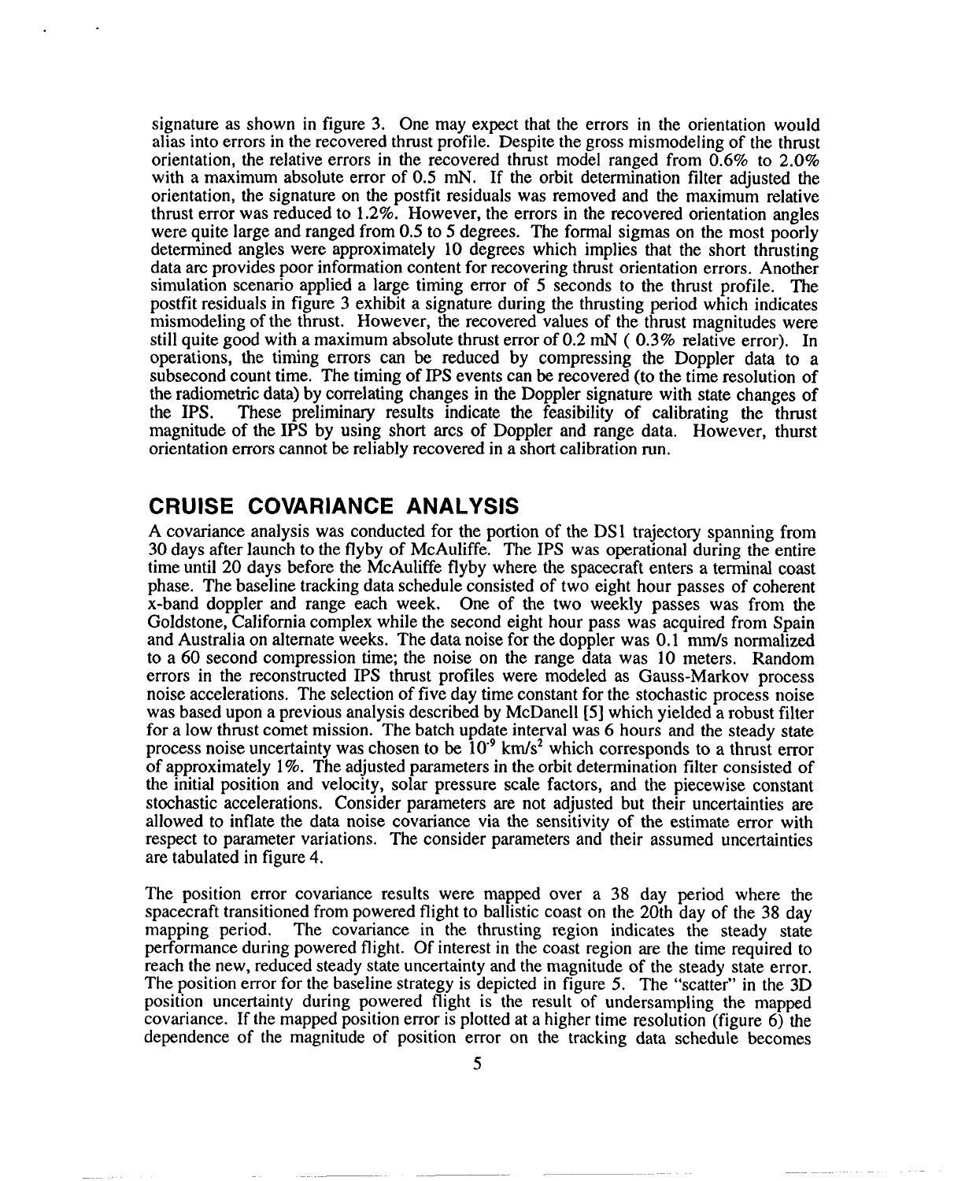signature as shown in figure 3. One may expect that the errors in the orientation would alias into errors in the recovered thrust profile. Despite the gross mismodeling of the thrust orientation, the relative errors in the recovered thrust model ranged from 0.6% to 2.0% with a maximum absolute error of 0.5 mN. If the orbit determination filter adjusted the orientation, the signature on the postfit residuals was removed and the maximum relative thrust error was reduced to 1.2%. However, the errors in the recovered orientation angles were quite large and ranged from 0.5 to 5 degrees. The formal sigmas on the most poorly determined angles were approximately 10 degrees which implies that the short thrusting data arc provides poor information content for recovering thrust orientation errors. Another simulation scenario applied a large timing error of 5 seconds to the thrust profile. The postfit residuals in figure 3 exhibit a signature during the thrusting period which indicates mismodeling of the thrust. However, the recovered values of the thrust magnitudes were still quite good with a maximum absolute thrust error of 0.2 mN ( 0.3% relative error). In operations, the timing errors can be reduced by compressing the Doppler data to a subsecond count time. The timing of IPS events can be recovered (to the time resolution of the radiometric data) by correlating changes in the Doppler signature with state changes of the IPS. These preliminary results indicate the feasibility of calibrating the thrust magnitude of the IPS by using short arcs of Doppler and range data. However, thurst orientation errors cannot be reliably recovered in a short calibration run.

## CRUISE COVARIANCE ANALYSIS

A covariance analysis was conducted for the portion of the DS1 trajectory spanning from 30 days after launch to the flyby of McAuliffe. The IPS was operational during the entire time until 20 days before the McAuliffe flyby where the spacecraft enters a terminal coast phase. The baseline tracking data schedule consisted of two eight hour passes of coherent x-band doppler and range each week. One of the two weekly passes was from the Goldstone, California complex while the second eight hour pass was acquired from Spain and Australia on alternate weeks. The data noise for the doppler was 0.1 mm/s normalized to a 60 second compression time; the noise on the range data was 10 meters. Random errors in the reconstructed IPS thrust profiles were modeled as Gauss-Markov process noise accelerations. The selection of five day time constant for the stochastic process noise was based upon a previous analysis described by McDanell [5] which yielded a robust filter for a low thrust comet mission. The batch update interval was 6 hours and the steady state process noise uncertainty was chosen to be $10^{-9}$ km/s$^2$ which corresponds to a thrust error of approximately 1%. The adjusted parameters in the orbit determination filter consisted of the initial position and velocity, solar pressure scale factors, and the piecewise constant stochastic accelerations. Consider parameters are not adjusted but their uncertainties are allowed to inflate the data noise covariance via the sensitivity of the estimate error with respect to parameter variations. The consider parameters and their assumed uncertainties are tabulated in figure 4.

The position error covariance results were mapped over a 38 day period where the spacecraft transitioned from powered flight to ballistic coast on the 20th day of the 38 day mapping period. The covariance in the thrusting region indicates the steady state performance during powered flight. Of interest in the coast region are the time required to reach the new, reduced steady state uncertainty and the magnitude of the steady state error. The position error for the baseline strategy is depicted in figure 5. The "scatter" in the 3D position uncertainty during powered flight is the result of undersampling the mapped covariance. If the mapped position error is plotted at a higher time resolution (figure 6) the dependence of the magnitude of position error on the tracking data schedule becomes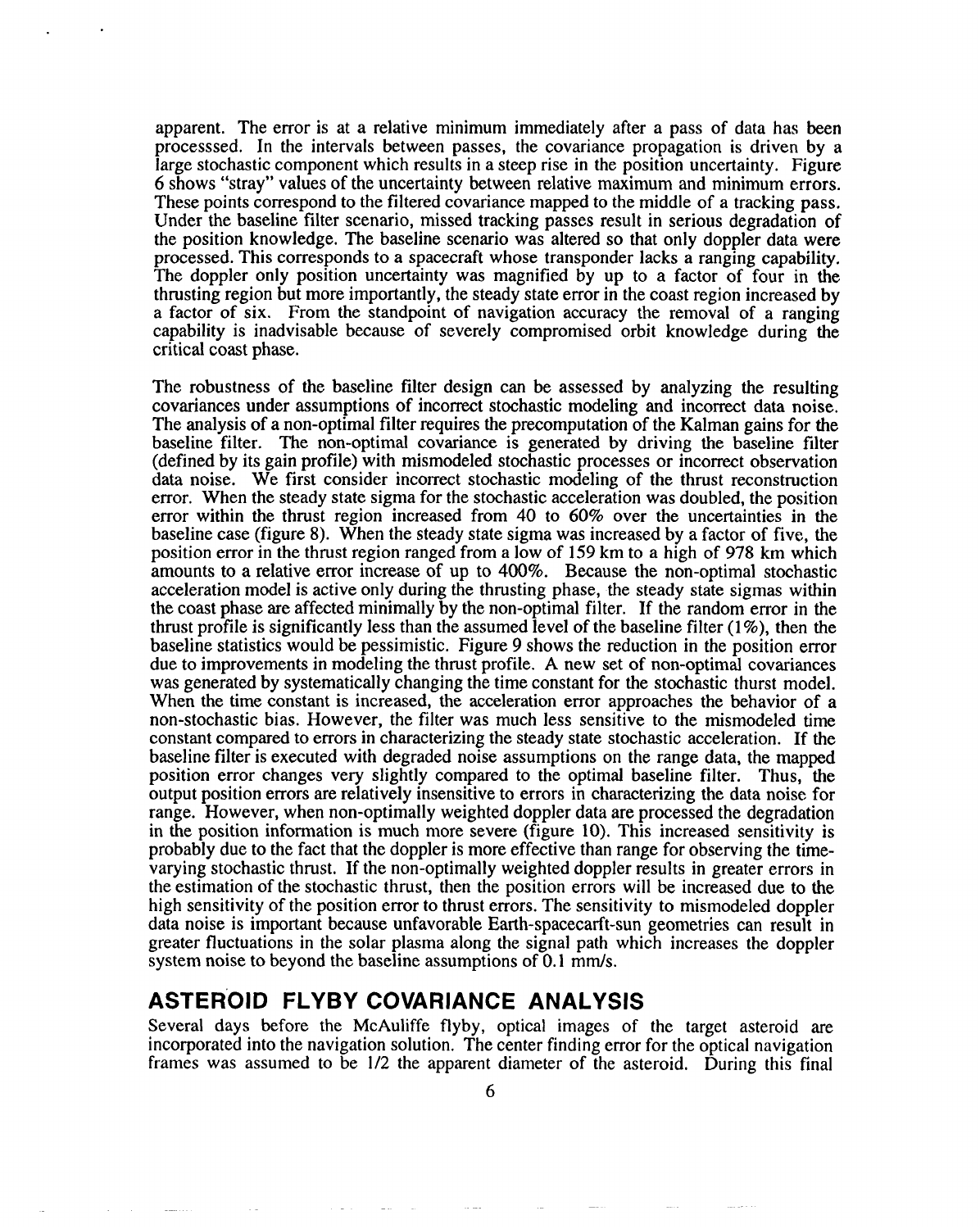apparent. The error is at a relative minimum immediately after a pass of data has been processsed. In the intervals between passes, the covariance propagation is driven by a large stochastic component which results in a steep rise in the position uncertainty. Figure 6 shows "stray" values of the uncertainty between relative maximum and minimum errors. These points correspond to the filtered covariance mapped to the middle of a tracking pass. Under the baseline filter scenario, missed tracking passes result in serious degradation of the position knowledge. The baseline scenario was altered so that only doppler data were processed. This corresponds to a spacecraft whose transponder lacks a ranging capability. The doppler only position uncertainty was magnified by up to a factor of four in the thrusting region but more importantly, the steady state error in the coast region increased by a factor of six. From the standpoint of navigation accuracy the removal of a ranging capability is inadvisable because of severely compromised orbit knowledge during the critical coast phase.

The robustness of the baseline filter design can be assessed by analyzing the resulting covariances under assumptions of incorrect stochastic modeling and incorrect data noise. The analysis of a non-optimal filter requires the precomputation of the Kalman gains for the baseline filter. The non-optimal covariance is generated by driving the baseline filter (defined by its gain profile) with mismodeled stochastic processes or incorrect observation data noise. We first consider incorrect stochastic modeling of the thrust reconstruction error. When the steady state sigma for the stochastic acceleration was doubled, the position error within the thrust region increased from 40 to 60% over the uncertainties in the baseline case (figure 8). When the steady state sigma was increased by a factor of five, the position error in the thrust region ranged from a low of 159 km to a high of 978 km which amounts to a relative error increase of up to 400%. Because the non-optimal stochastic acceleration model is active only during the thrusting phase, the steady state sigmas within the coast phase are affected minimally by the non-optimal filter. If the random error in the thrust profile is significantly less than the assumed level of the baseline filter (1%), then the baseline statistics would be pessimistic. Figure 9 shows the reduction in the position error due to improvements in modeling the thrust profile. A new set of non-optimal covariances was generated by systematically changing the time constant for the stochastic thurst model. When the time constant is increased, the acceleration error approaches the behavior of a non-stochastic bias. However, the filter was much less sensitive to the mismodeled time constant compared to errors in characterizing the steady state stochastic acceleration. If the baseline filter is executed with degraded noise assumptions on the range data, the mapped position error changes very slightly compared to the optimal baseline filter. Thus, the output position errors are relatively insensitive to errors in characterizing the data noise for range. However, when non-optimally weighted doppler data are processed the degradation in the position information is much more severe (figure 10). This increased sensitivity is probably due to the fact that the doppler is more effective than range for observing the time-varying stochastic thrust. If the non-optimally weighted doppler results in greater errors in the estimation of the stochastic thrust, then the position errors will be increased due to the high sensitivity of the position error to thrust errors. The sensitivity to mismodeled doppler data noise is important because unfavorable Earth-spacecarft-sun geometries can result in greater fluctuations in the solar plasma along the signal path which increases the doppler system noise to beyond the baseline assumptions of 0.1 mm/s.

## ASTEROID FLYBY COVARIANCE ANALYSIS

Several days before the McAuliffe flyby, optical images of the target asteroid are incorporated into the navigation solution. The center finding error for the optical navigation frames was assumed to be 1/2 the apparent diameter of the asteroid. During this final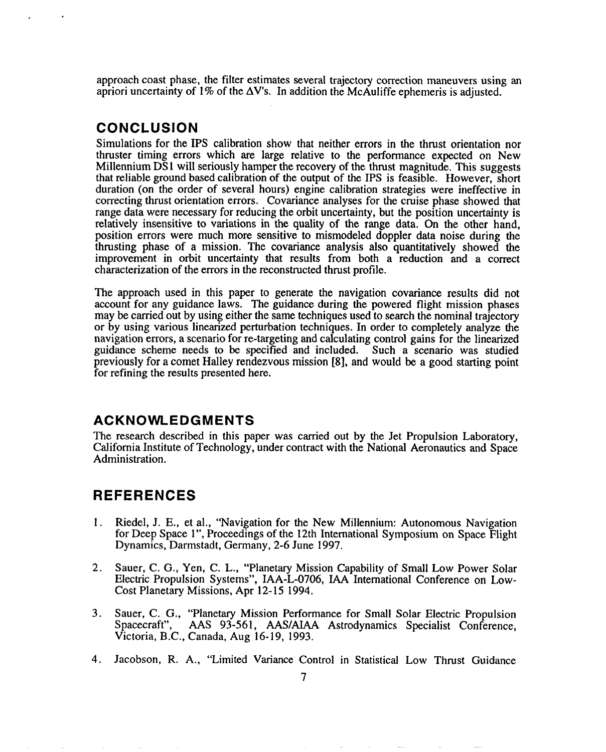approach coast phase, the filter estimates several trajectory correction maneuvers using an apriori uncertainty of 1% of the $\Delta V$'s. In addition the McAuliffe ephemeris is adjusted.

## CONCLUSION

Simulations for the IPS calibration show that neither errors in the thrust orientation nor thruster timing errors which are large relative to the performance expected on New Millennium DS1 will seriously hamper the recovery of the thrust magnitude. This suggests that reliable ground based calibration of the output of the IPS is feasible. However, short duration (on the order of several hours) engine calibration strategies were ineffective in correcting thrust orientation errors. Covariance analyses for the cruise phase showed that range data were necessary for reducing the orbit uncertainty, but the position uncertainty is relatively insensitive to variations in the quality of the range data. On the other hand, position errors were much more sensitive to mismodeled doppler data noise during the thrusting phase of a mission. The covariance analysis also quantitatively showed the improvement in orbit uncertainty that results from both a reduction and a correct characterization of the errors in the reconstructed thrust profile.

The approach used in this paper to generate the navigation covariance results did not account for any guidance laws. The guidance during the powered flight mission phases may be carried out by using either the same techniques used to search the nominal trajectory or by using various linearized perturbation techniques. In order to completely analyze the navigation errors, a scenario for re-targeting and calculating control gains for the linearized guidance scheme needs to be specified and included. Such a scenario was studied previously for a comet Halley rendezvous mission [8], and would be a good starting point for refining the results presented here.

## ACKNOWLEDGMENTS

The research described in this paper was carried out by the Jet Propulsion Laboratory, California Institute of Technology, under contract with the National Aeronautics and Space Administration.

## REFERENCES

1. Riedel, J. E., et al., "Navigation for the New Millennium: Autonomous Navigation for Deep Space 1", Proceedings of the 12th International Symposium on Space Flight Dynamics, Darmstadt, Germany, 2-6 June 1997.

2. Sauer, C. G., Yen, C. L., "Planetary Mission Capability of Small Low Power Solar Electric Propulsion Systems", IAA-L-0706, IAA International Conference on Low-Cost Planetary Missions, Apr 12-15 1994.

3. Sauer, C. G., "Planetary Mission Performance for Small Solar Electric Propulsion Spacecraft", AAS 93-561, AAS/AIAA Astrodynamics Specialist Conference, Victoria, B.C., Canada, Aug 16-19, 1993.

4. Jacobson, R. A., "Limited Variance Control in Statistical Low Thrust Guidance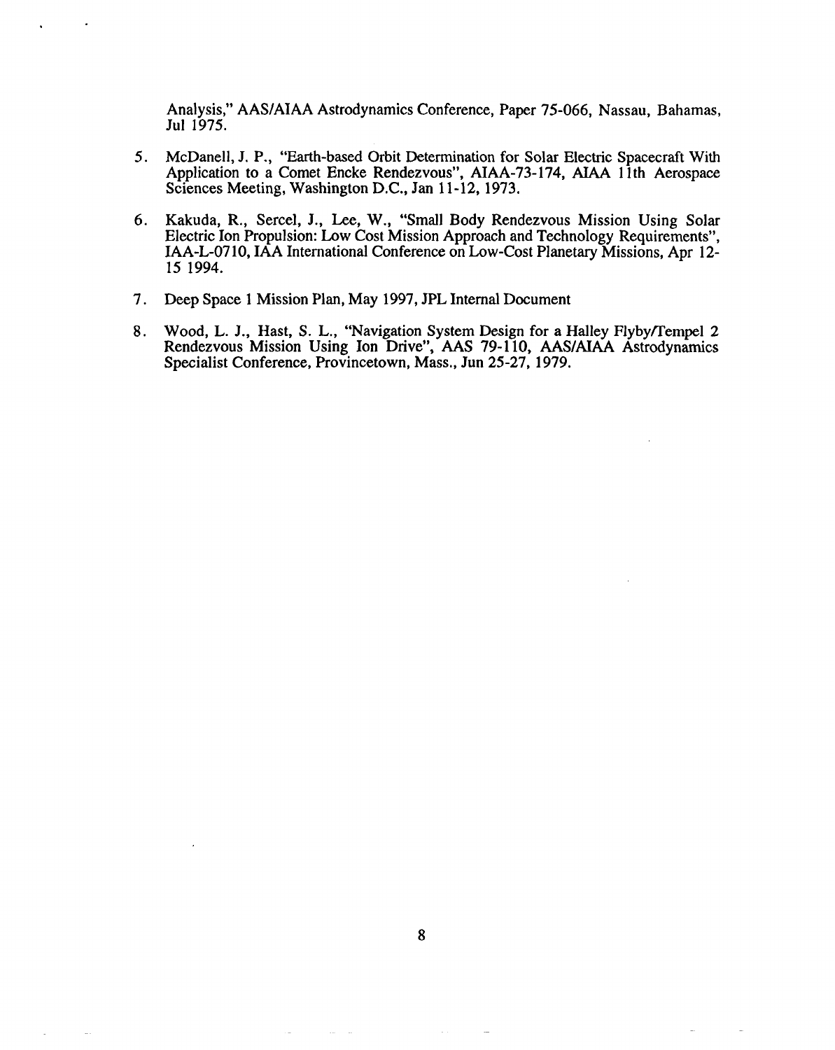Analysis," AAS/AIAA Astrodynamics Conference, Paper 75-066, Nassau, Bahamas, Jul 1975.

5. McDanell, J. P., "Earth-based Orbit Determination for Solar Electric Spacecraft With Application to a Comet Encke Rendezvous", AIAA-73-174, AIAA 11th Aerospace Sciences Meeting, Washington D.C., Jan 11-12, 1973.

6. Kakuda, R., Sercel, J., Lee, W., "Small Body Rendezvous Mission Using Solar Electric Ion Propulsion: Low Cost Mission Approach and Technology Requirements", IAA-L-0710, IAA International Conference on Low-Cost Planetary Missions, Apr 12-15 1994.

7. Deep Space 1 Mission Plan, May 1997, JPL Internal Document

8. Wood, L. J., Hast, S. L., "Navigation System Design for a Halley Flyby/Tempel 2 Rendezvous Mission Using Ion Drive", AAS 79-110, AAS/AIAA Astrodynamics Specialist Conference, Provincetown, Mass., Jun 25-27, 1979.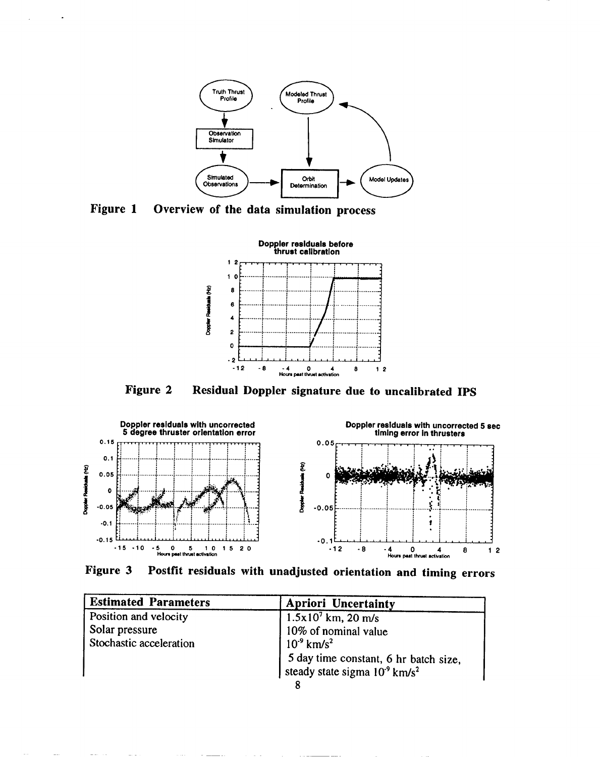**Figure 1 Overview of the data simulation process**

**Figure 2 Residual Doppler signature due to uncalibrated IPS**

**Figure 3 Postfit residuals with unadjusted orientation and timing errors**

| Estimated Parameters | Apriori Uncertainty |
|---|---|
| Position and velocity | $1.5 \times 10^7$ km, 20 m/s |
| Solar pressure | 10% of nominal value |
| Stochastic acceleration | $10^{-9}$ km/s$^2$ |
| | 5 day time constant, 6 hr batch size, steady state sigma $10^{-9}$ km/s$^2$ |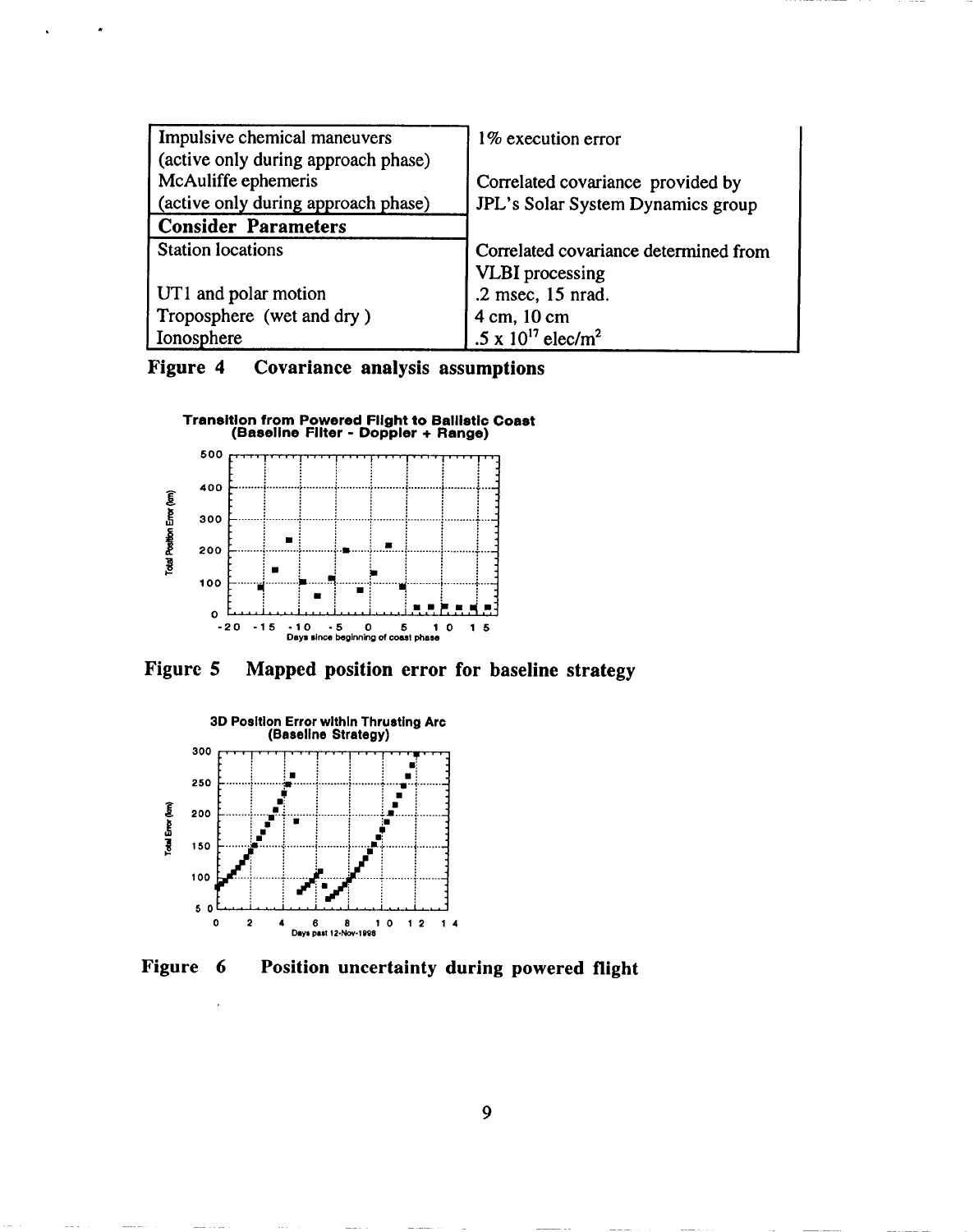| | |
|---|---|
| Impulsive chemical maneuvers (active only during approach phase) | 1% execution error |
| McAuliffe ephemeris (active only during approach phase) | Correlated covariance provided by JPL's Solar System Dynamics group |
| **Consider Parameters** | |
| Station locations | Correlated covariance determined from VLBI processing |
| UT1 and polar motion | .2 msec, 15 nrad. |
| Troposphere (wet and dry) | 4 cm, 10 cm |
| Ionosphere | .5 x $10^{17}$ elec/$m^2$ |

**Figure 4 Covariance analysis assumptions**

**Transition from Powered Flight to Ballistic Coast (Baseline Filter - Doppler + Range)**

Total Position Error (km)

Days since beginning of coast phase

**Figure 5 Mapped position error for baseline strategy**

**3D Position Error within Thrusting Arc (Baseline Strategy)**

Total Error (km)

Days past 12-Nov-1998

**Figure 6 Position uncertainty during powered flight**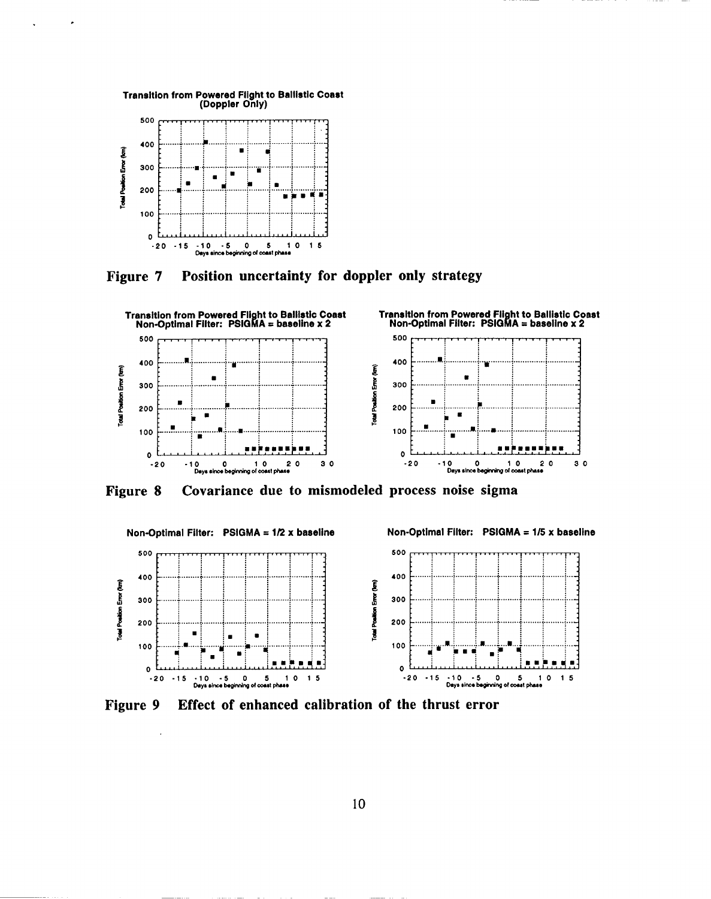Transition from Powered Flight to Ballistic Coast
(Doppler Only)

Total Position Error (km)

500
400
300
200
100
0

-20 -15 -10 -5 0 5 10 15

Days since beginning of coast phase

Figure 7 Position uncertainty for doppler only strategy

Transition from Powered Flight to Ballistic Coast
Non-Optimal Filter: PSIGMA = baseline x 2

Total Position Error (km)

500
400
300
200
100
0

-20 -10 0 10 20 30

Days since beginning of coast phase

Transition from Powered Flight to Ballistic Coast
Non-Optimal Filter: PSIGMA = baseline x 2

Total Position Error (km)

500
400
300
200
100
0

-20 -10 0 10 20 30

Days since beginning of coast phase

Figure 8 Covariance due to mismodeled process noise sigma

Non-Optimal Filter: PSIGMA = 1/2 x baseline

Total Position Error (km)

500
400
300
200
100
0

-20 -15 -10 -5 0 5 10 15

Days since beginning of coast phase

Non-Optimal Filter: PSIGMA = 1/5 x baseline

Total Position Error (km)

500
400
300
200
100
0

-20 -15 -10 -5 0 5 10 15

Days since beginning of coast phase

Figure 9 Effect of enhanced calibration of the thrust error